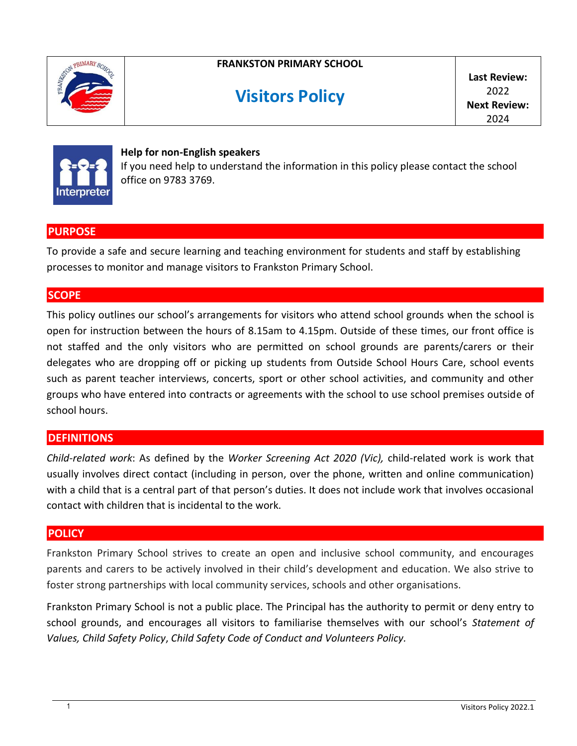| FRANKSTON PRIMARY SCHOOL | |
|---|---|
| **Visitors Policy** | **Last Review:** 2022 **Next Review:** 2024 |

**Help for non-English speakers**
If you need help to understand the information in this policy please contact the school office on 9783 3769.

## PURPOSE

To provide a safe and secure learning and teaching environment for students and staff by establishing processes to monitor and manage visitors to Frankston Primary School.

## SCOPE

This policy outlines our school's arrangements for visitors who attend school grounds when the school is open for instruction between the hours of 8.15am to 4.15pm. Outside of these times, our front office is not staffed and the only visitors who are permitted on school grounds are parents/carers or their delegates who are dropping off or picking up students from Outside School Hours Care, school events such as parent teacher interviews, concerts, sport or other school activities, and community and other groups who have entered into contracts or agreements with the school to use school premises outside of school hours.

## DEFINITIONS

*Child-related work*: As defined by the *Worker Screening Act 2020 (Vic),* child-related work is work that usually involves direct contact (including in person, over the phone, written and online communication) with a child that is a central part of that person's duties. It does not include work that involves occasional contact with children that is incidental to the work.

## POLICY

Frankston Primary School strives to create an open and inclusive school community, and encourages parents and carers to be actively involved in their child's development and education. We also strive to foster strong partnerships with local community services, schools and other organisations.

Frankston Primary School is not a public place. The Principal has the authority to permit or deny entry to school grounds, and encourages all visitors to familiarise themselves with our school's *Statement of Values, Child Safety Policy*, *Child Safety Code of Conduct and Volunteers Policy.*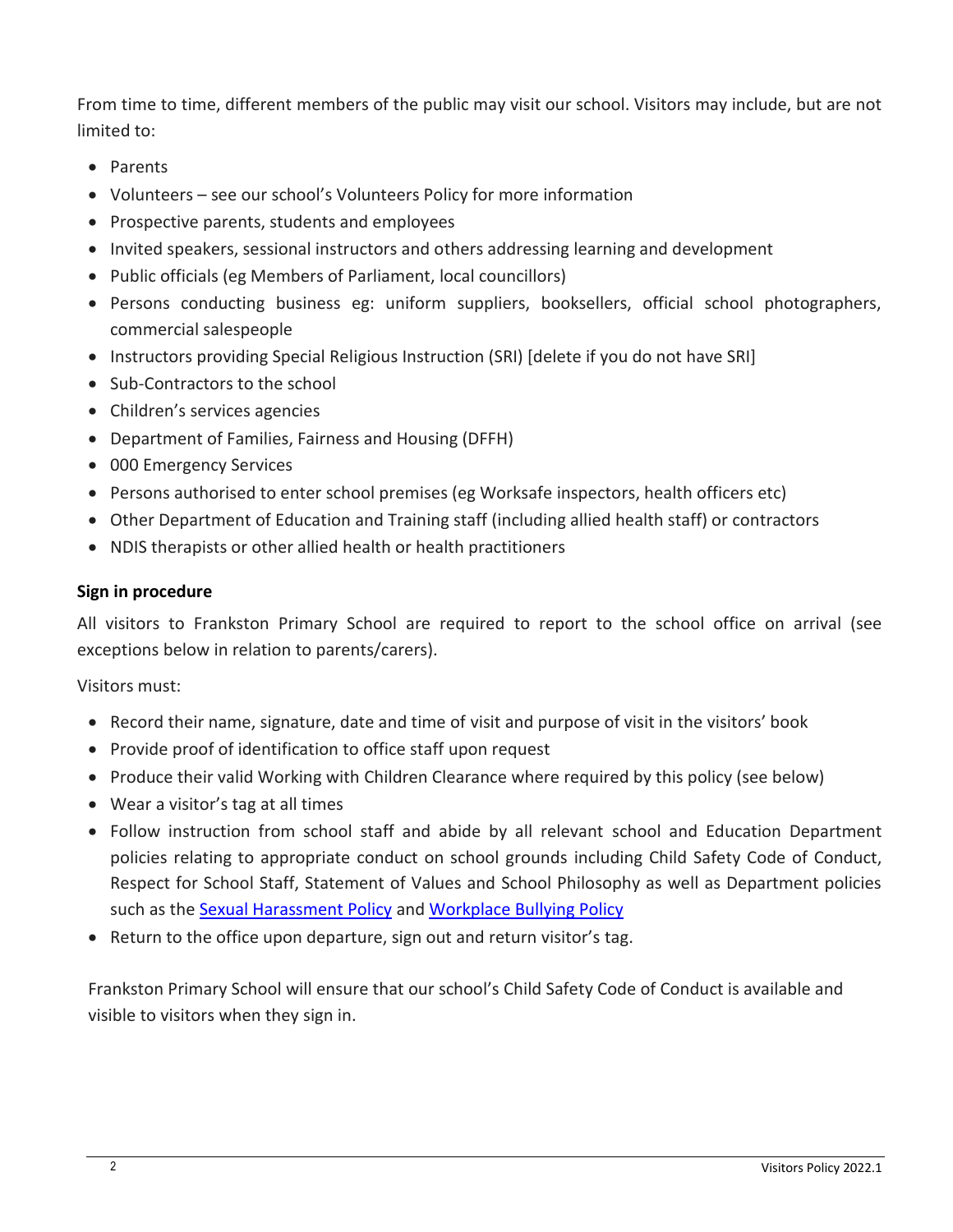From time to time, different members of the public may visit our school. Visitors may include, but are not limited to:

- Parents
- Volunteers – see our school's Volunteers Policy for more information
- Prospective parents, students and employees
- Invited speakers, sessional instructors and others addressing learning and development
- Public officials (eg Members of Parliament, local councillors)
- Persons conducting business eg: uniform suppliers, booksellers, official school photographers, commercial salespeople
- Instructors providing Special Religious Instruction (SRI) [delete if you do not have SRI]
- Sub-Contractors to the school
- Children's services agencies
- Department of Families, Fairness and Housing (DFFH)
- 000 Emergency Services
- Persons authorised to enter school premises (eg Worksafe inspectors, health officers etc)
- Other Department of Education and Training staff (including allied health staff) or contractors
- NDIS therapists or other allied health or health practitioners

**Sign in procedure**

All visitors to Frankston Primary School are required to report to the school office on arrival (see exceptions below in relation to parents/carers).

Visitors must:

- Record their name, signature, date and time of visit and purpose of visit in the visitors' book
- Provide proof of identification to office staff upon request
- Produce their valid Working with Children Clearance where required by this policy (see below)
- Wear a visitor's tag at all times
- Follow instruction from school staff and abide by all relevant school and Education Department policies relating to appropriate conduct on school grounds including Child Safety Code of Conduct, Respect for School Staff, Statement of Values and School Philosophy as well as Department policies such as the [Sexual Harassment Policy]() and [Workplace Bullying Policy]()
- Return to the office upon departure, sign out and return visitor's tag.

Frankston Primary School will ensure that our school's Child Safety Code of Conduct is available and visible to visitors when they sign in.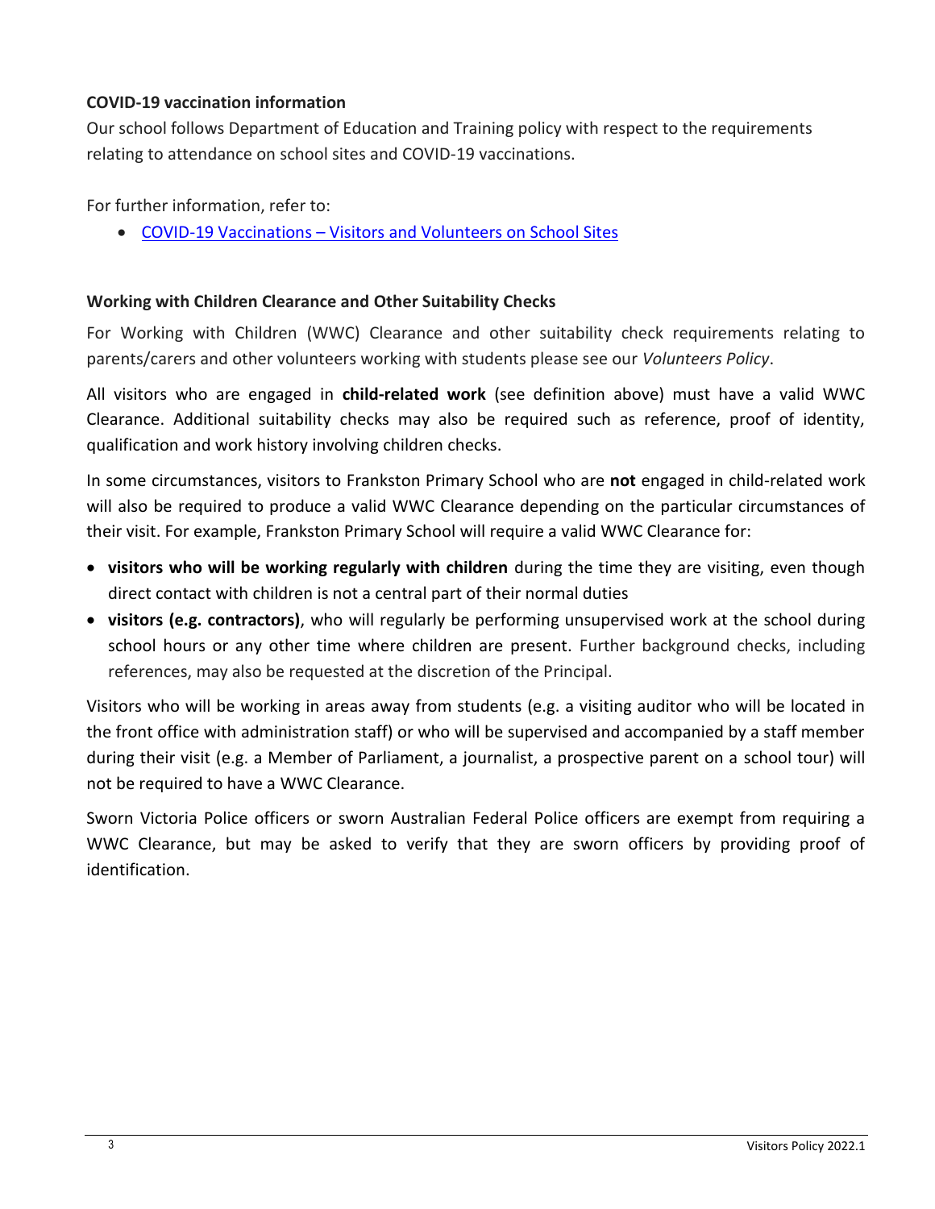**COVID-19 vaccination information**

Our school follows Department of Education and Training policy with respect to the requirements relating to attendance on school sites and COVID-19 vaccinations.

For further information, refer to:

- COVID-19 Vaccinations – Visitors and Volunteers on School Sites

**Working with Children Clearance and Other Suitability Checks**

For Working with Children (WWC) Clearance and other suitability check requirements relating to parents/carers and other volunteers working with students please see our *Volunteers Policy*.

All visitors who are engaged in **child-related work** (see definition above) must have a valid WWC Clearance. Additional suitability checks may also be required such as reference, proof of identity, qualification and work history involving children checks.

In some circumstances, visitors to Frankston Primary School who are **not** engaged in child-related work will also be required to produce a valid WWC Clearance depending on the particular circumstances of their visit. For example, Frankston Primary School will require a valid WWC Clearance for:

- **visitors who will be working regularly with children** during the time they are visiting, even though direct contact with children is not a central part of their normal duties
- **visitors (e.g. contractors)**, who will regularly be performing unsupervised work at the school during school hours or any other time where children are present. Further background checks, including references, may also be requested at the discretion of the Principal.

Visitors who will be working in areas away from students (e.g. a visiting auditor who will be located in the front office with administration staff) or who will be supervised and accompanied by a staff member during their visit (e.g. a Member of Parliament, a journalist, a prospective parent on a school tour) will not be required to have a WWC Clearance.

Sworn Victoria Police officers or sworn Australian Federal Police officers are exempt from requiring a WWC Clearance, but may be asked to verify that they are sworn officers by providing proof of identification.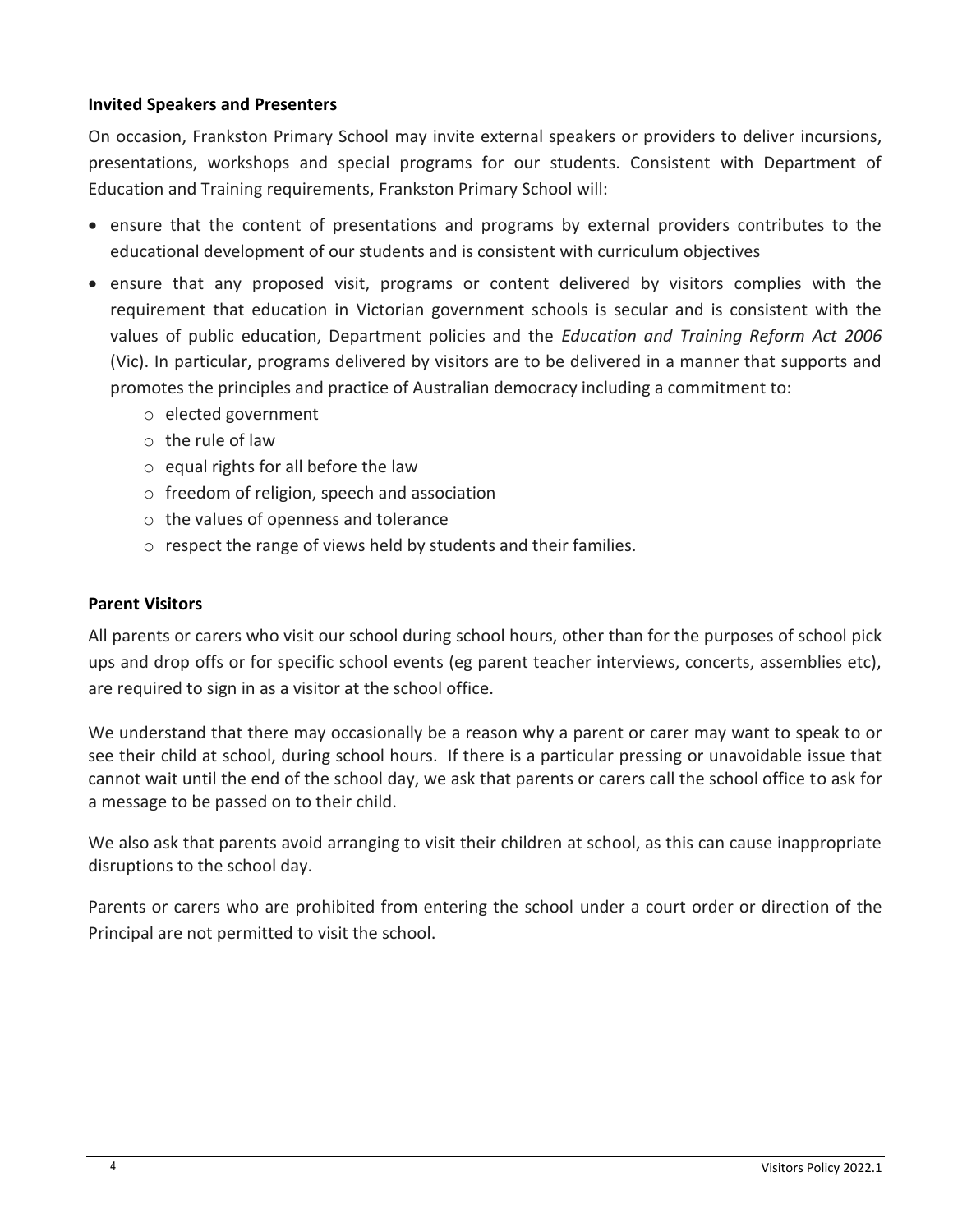**Invited Speakers and Presenters**

On occasion, Frankston Primary School may invite external speakers or providers to deliver incursions, presentations, workshops and special programs for our students. Consistent with Department of Education and Training requirements, Frankston Primary School will:

- ensure that the content of presentations and programs by external providers contributes to the educational development of our students and is consistent with curriculum objectives
- ensure that any proposed visit, programs or content delivered by visitors complies with the requirement that education in Victorian government schools is secular and is consistent with the values of public education, Department policies and the *Education and Training Reform Act 2006* (Vic). In particular, programs delivered by visitors are to be delivered in a manner that supports and promotes the principles and practice of Australian democracy including a commitment to:
  - elected government
  - the rule of law
  - equal rights for all before the law
  - freedom of religion, speech and association
  - the values of openness and tolerance
  - respect the range of views held by students and their families.

**Parent Visitors**

All parents or carers who visit our school during school hours, other than for the purposes of school pick ups and drop offs or for specific school events (eg parent teacher interviews, concerts, assemblies etc), are required to sign in as a visitor at the school office.

We understand that there may occasionally be a reason why a parent or carer may want to speak to or see their child at school, during school hours. If there is a particular pressing or unavoidable issue that cannot wait until the end of the school day, we ask that parents or carers call the school office to ask for a message to be passed on to their child.

We also ask that parents avoid arranging to visit their children at school, as this can cause inappropriate disruptions to the school day.

Parents or carers who are prohibited from entering the school under a court order or direction of the Principal are not permitted to visit the school.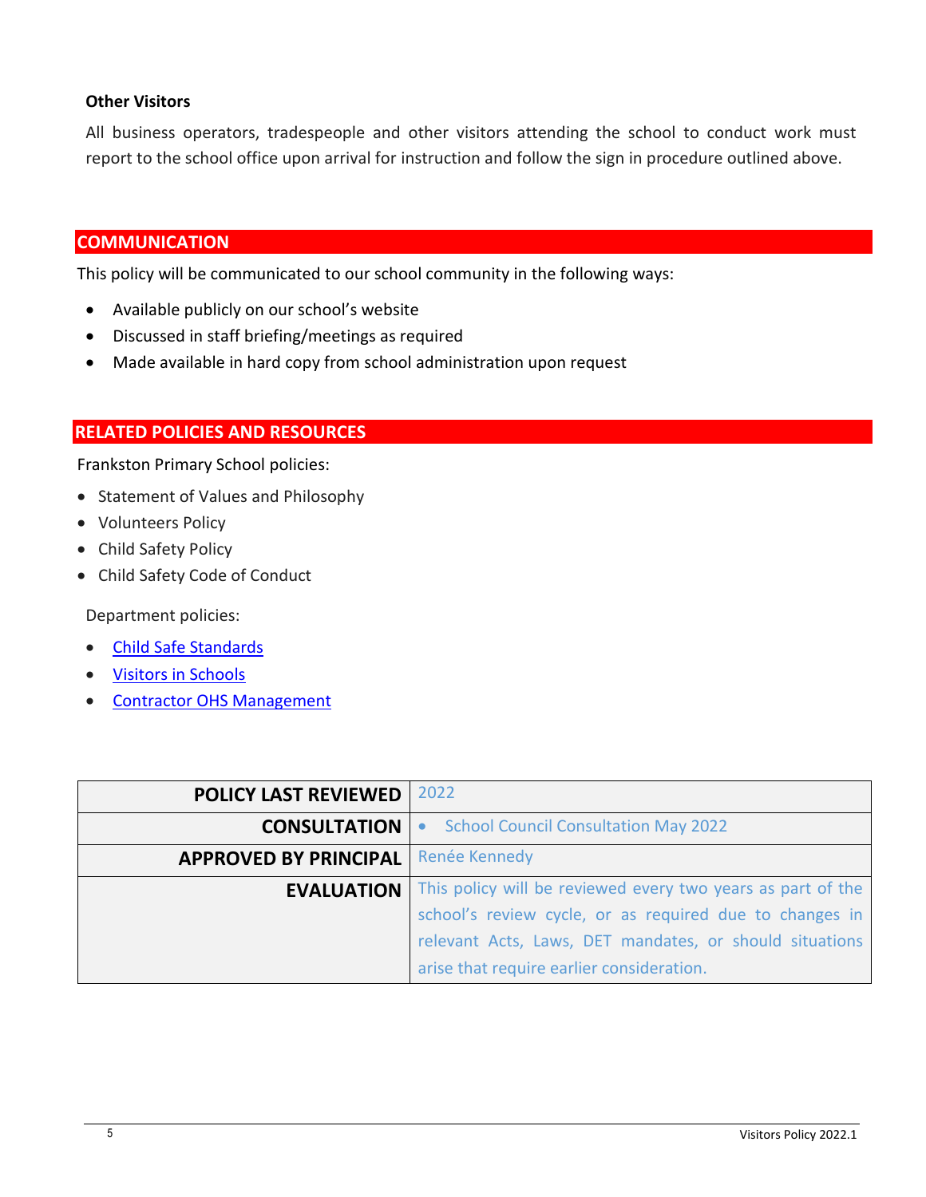### Other Visitors

All business operators, tradespeople and other visitors attending the school to conduct work must report to the school office upon arrival for instruction and follow the sign in procedure outlined above.

## COMMUNICATION

This policy will be communicated to our school community in the following ways:

- Available publicly on our school's website
- Discussed in staff briefing/meetings as required
- Made available in hard copy from school administration upon request

## RELATED POLICIES AND RESOURCES

Frankston Primary School policies:

- Statement of Values and Philosophy
- Volunteers Policy
- Child Safety Policy
- Child Safety Code of Conduct

Department policies:

- Child Safe Standards
- Visitors in Schools
- Contractor OHS Management

| | |
|---|---|
| **POLICY LAST REVIEWED** | 2022 |
| **CONSULTATION** | • School Council Consultation May 2022 |
| **APPROVED BY PRINCIPAL** | Renée Kennedy |
| **EVALUATION** | This policy will be reviewed every two years as part of the school's review cycle, or as required due to changes in relevant Acts, Laws, DET mandates, or should situations arise that require earlier consideration. |